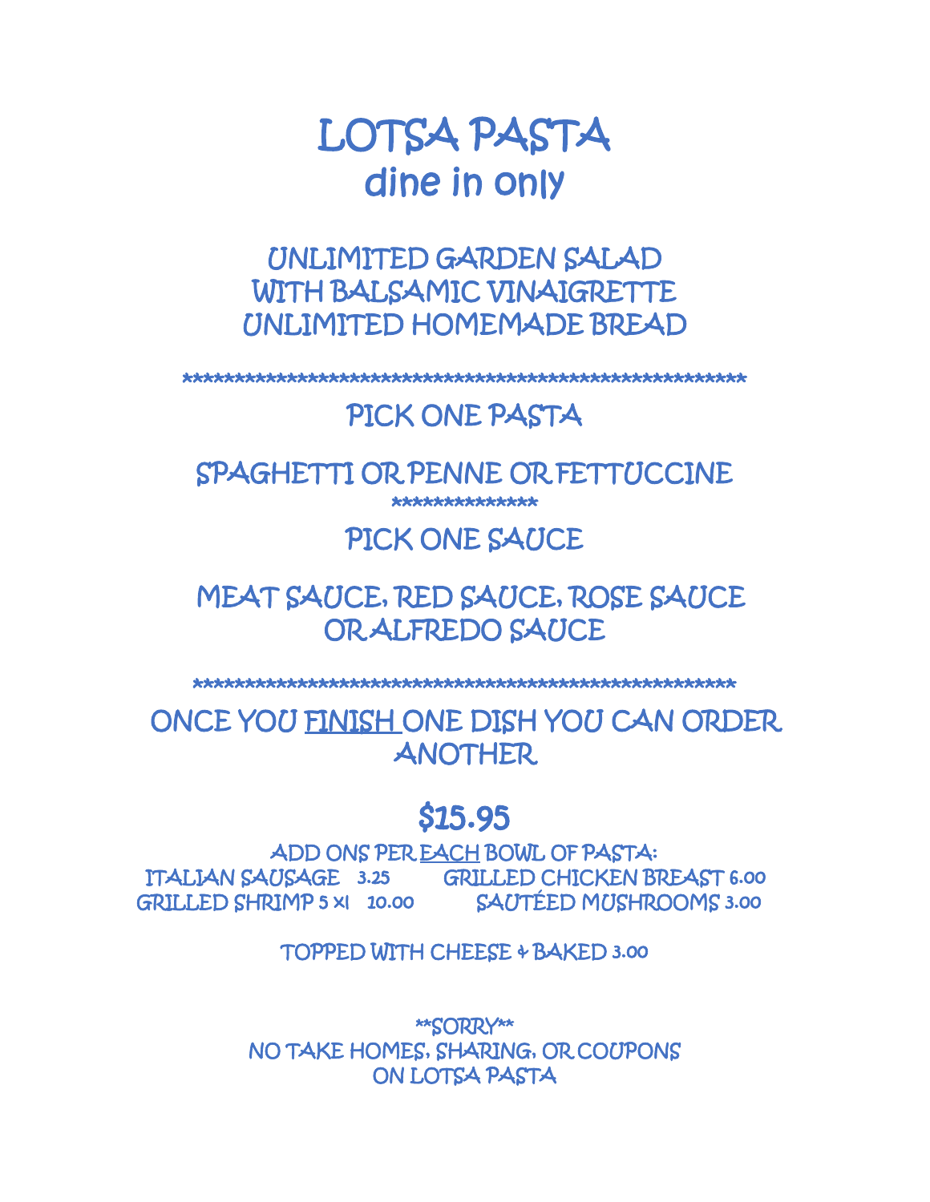# LOTSA PASTA
## dine in only

UNLIMITED GARDEN SALAD
WITH BALSAMIC VINAIGRETTE
UNLIMITED HOMEMADE BREAD

*******************************************************

PICK ONE PASTA

SPAGHETTI OR PENNE OR FETTUCCINE

**************

PICK ONE SAUCE

MEAT SAUCE, RED SAUCE, ROSE SAUCE
OR ALFREDO SAUCE

*******************************************************

ONCE YOU <u>FINISH</u> ONE DISH YOU CAN ORDER ANOTHER

## $15.95

ADD ONS PER <u>EACH</u> BOWL OF PASTA:

ITALIAN SAUSAGE 3.25
GRILLED CHICKEN BREAST 6.00
GRILLED SHRIMP 5 xl 10.00
SAUTÉED MUSHROOMS 3.00

TOPPED WITH CHEESE & BAKED 3.00

**SORRY**
NO TAKE HOMES, SHARING, OR COUPONS
ON LOTSA PASTA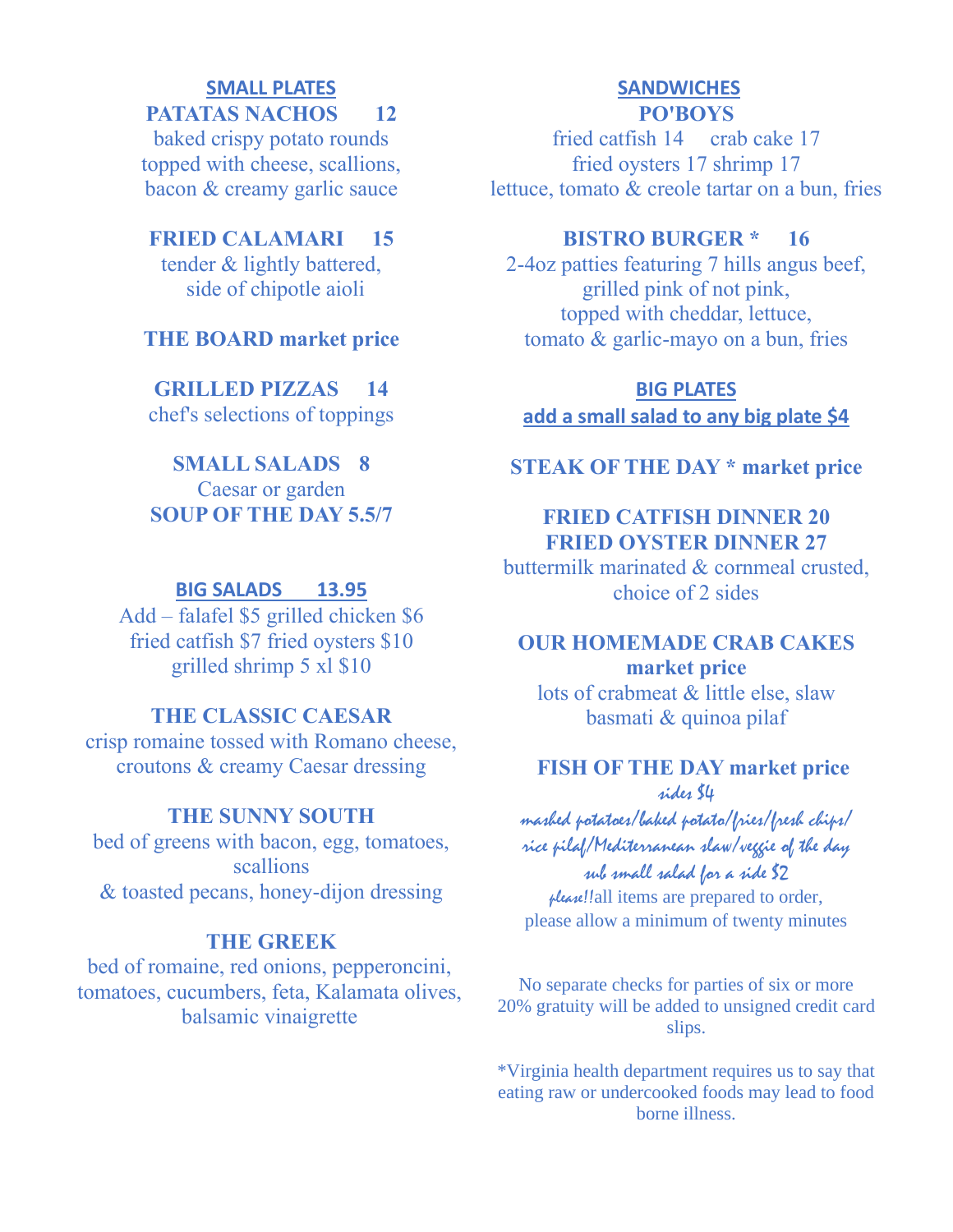## SMALL PLATES

**PATATAS NACHOS 12**
baked crispy potato rounds
topped with cheese, scallions,
bacon & creamy garlic sauce

**FRIED CALAMARI 15**
tender & lightly battered,
side of chipotle aioli

**THE BOARD market price**

**GRILLED PIZZAS 14**
chef's selections of toppings

**SMALL SALADS 8**
Caesar or garden
**SOUP OF THE DAY 5.5/7**

## BIG SALADS 13.95

Add – falafel $5 grilled chicken $6
fried catfish $7 fried oysters $10
grilled shrimp 5 xl $10

**THE CLASSIC CAESAR**
crisp romaine tossed with Romano cheese,
croutons & creamy Caesar dressing

**THE SUNNY SOUTH**
bed of greens with bacon, egg, tomatoes, scallions
& toasted pecans, honey-dijon dressing

**THE GREEK**
bed of romaine, red onions, pepperoncini,
tomatoes, cucumbers, feta, Kalamata olives,
balsamic vinaigrette

## SANDWICHES

**PO'BOYS**
fried catfish 14 crab cake 17
fried oysters 17 shrimp 17
lettuce, tomato & creole tartar on a bun, fries

**BISTRO BURGER * 16**
2-4oz patties featuring 7 hills angus beef,
grilled pink of not pink,
topped with cheddar, lettuce,
tomato & garlic-mayo on a bun, fries

## BIG PLATES

**add a small salad to any big plate $4**

**STEAK OF THE DAY * market price**

**FRIED CATFISH DINNER 20**
**FRIED OYSTER DINNER 27**
buttermilk marinated & cornmeal crusted,
choice of 2 sides

**OUR HOMEMADE CRAB CAKES**
**market price**
lots of crabmeat & little else, slaw
basmati & quinoa pilaf

**FISH OF THE DAY market price**

*sides $4*
*mashed potatoes/baked potato/fries/fresh chips/rice pilaf/Mediterranean slaw/veggie of the day*
*sub small salad for a side $2*

*please!!* all items are prepared to order,
please allow a minimum of twenty minutes

No separate checks for parties of six or more
20% gratuity will be added to unsigned credit card slips.

*Virginia health department requires us to say that eating raw or undercooked foods may lead to food borne illness.